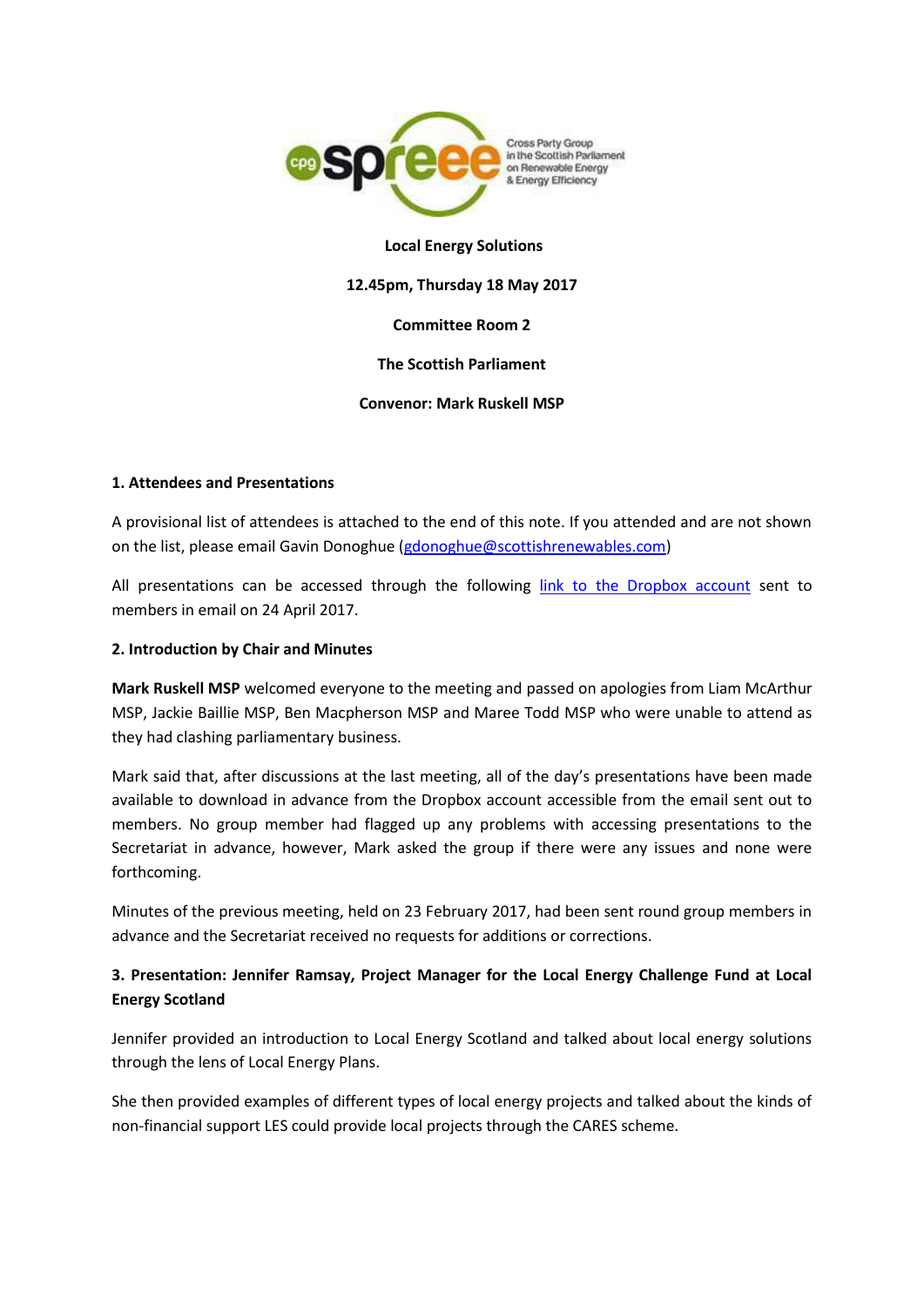**Local Energy Solutions**

**12.45pm, Thursday 18 May 2017**

**Committee Room 2**

**The Scottish Parliament**

**Convenor: Mark Ruskell MSP**

### 1. Attendees and Presentations

A provisional list of attendees is attached to the end of this note. If you attended and are not shown on the list, please email Gavin Donoghue (gdonoghue@scottishrenewables.com)

All presentations can be accessed through the following link to the Dropbox account sent to members in email on 24 April 2017.

### 2. Introduction by Chair and Minutes

**Mark Ruskell MSP** welcomed everyone to the meeting and passed on apologies from Liam McArthur MSP, Jackie Baillie MSP, Ben Macpherson MSP and Maree Todd MSP who were unable to attend as they had clashing parliamentary business.

Mark said that, after discussions at the last meeting, all of the day's presentations have been made available to download in advance from the Dropbox account accessible from the email sent out to members. No group member had flagged up any problems with accessing presentations to the Secretariat in advance, however, Mark asked the group if there were any issues and none were forthcoming.

Minutes of the previous meeting, held on 23 February 2017, had been sent round group members in advance and the Secretariat received no requests for additions or corrections.

### 3. Presentation: Jennifer Ramsay, Project Manager for the Local Energy Challenge Fund at Local Energy Scotland

Jennifer provided an introduction to Local Energy Scotland and talked about local energy solutions through the lens of Local Energy Plans.

She then provided examples of different types of local energy projects and talked about the kinds of non-financial support LES could provide local projects through the CARES scheme.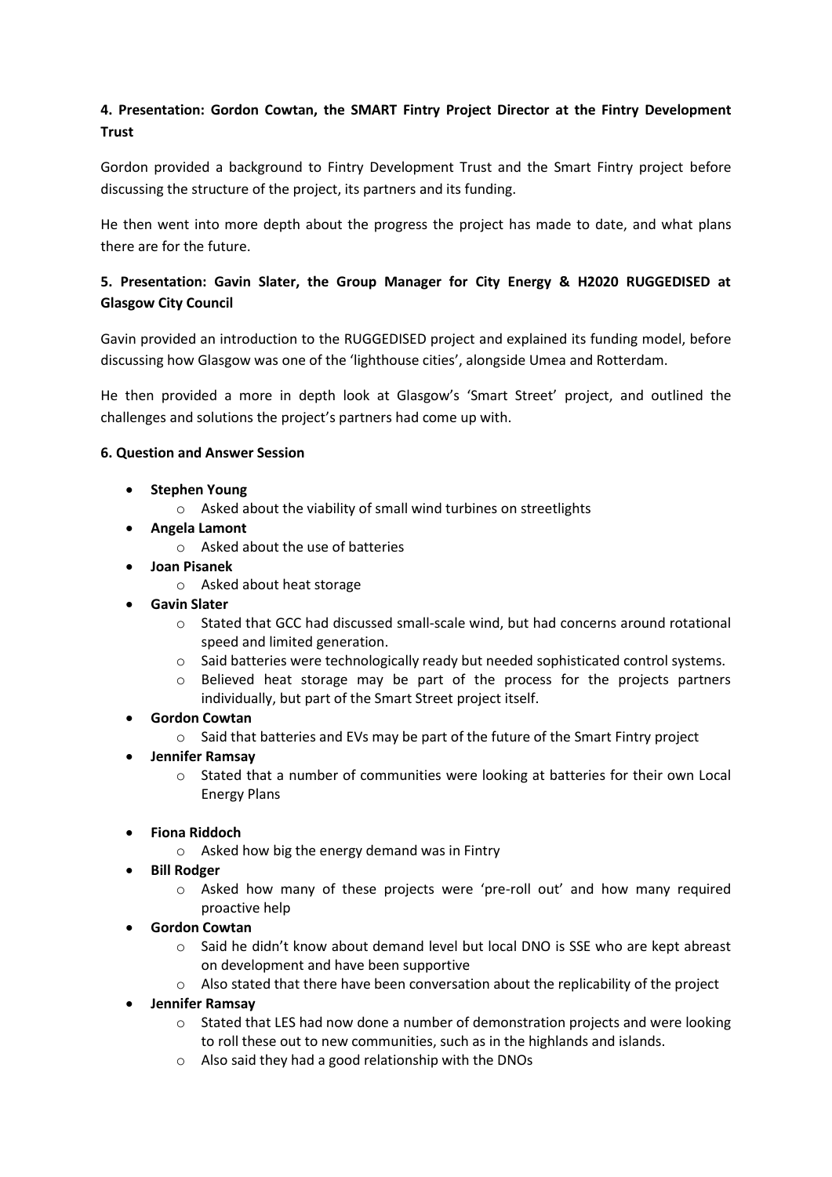**4. Presentation: Gordon Cowtan, the SMART Fintry Project Director at the Fintry Development Trust**

Gordon provided a background to Fintry Development Trust and the Smart Fintry project before discussing the structure of the project, its partners and its funding.

He then went into more depth about the progress the project has made to date, and what plans there are for the future.

**5. Presentation: Gavin Slater, the Group Manager for City Energy & H2020 RUGGEDISED at Glasgow City Council**

Gavin provided an introduction to the RUGGEDISED project and explained its funding model, before discussing how Glasgow was one of the 'lighthouse cities', alongside Umea and Rotterdam.

He then provided a more in depth look at Glasgow's 'Smart Street' project, and outlined the challenges and solutions the project's partners had come up with.

**6. Question and Answer Session**

- **Stephen Young**
  - Asked about the viability of small wind turbines on streetlights
- **Angela Lamont**
  - Asked about the use of batteries
- **Joan Pisanek**
  - Asked about heat storage
- **Gavin Slater**
  - Stated that GCC had discussed small-scale wind, but had concerns around rotational speed and limited generation.
  - Said batteries were technologically ready but needed sophisticated control systems.
  - Believed heat storage may be part of the process for the projects partners individually, but part of the Smart Street project itself.
- **Gordon Cowtan**
  - Said that batteries and EVs may be part of the future of the Smart Fintry project
- **Jennifer Ramsay**
  - Stated that a number of communities were looking at batteries for their own Local Energy Plans
- **Fiona Riddoch**
  - Asked how big the energy demand was in Fintry
- **Bill Rodger**
  - Asked how many of these projects were 'pre-roll out' and how many required proactive help
- **Gordon Cowtan**
  - Said he didn't know about demand level but local DNO is SSE who are kept abreast on development and have been supportive
  - Also stated that there have been conversation about the replicability of the project
- **Jennifer Ramsay**
  - Stated that LES had now done a number of demonstration projects and were looking to roll these out to new communities, such as in the highlands and islands.
  - Also said they had a good relationship with the DNOs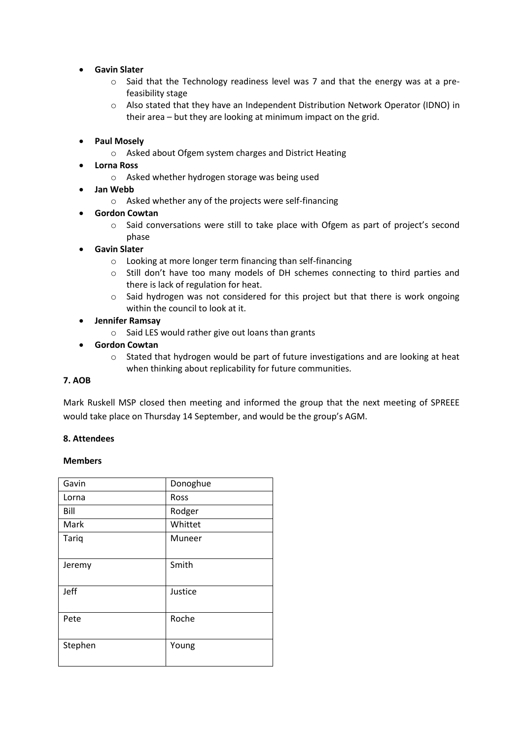- **Gavin Slater**
    - Said that the Technology readiness level was 7 and that the energy was at a pre-feasibility stage
    - Also stated that they have an Independent Distribution Network Operator (IDNO) in their area – but they are looking at minimum impact on the grid.
- **Paul Mosely**
    - Asked about Ofgem system charges and District Heating
- **Lorna Ross**
    - Asked whether hydrogen storage was being used
- **Jan Webb**
    - Asked whether any of the projects were self-financing
- **Gordon Cowtan**
    - Said conversations were still to take place with Ofgem as part of project's second phase
- **Gavin Slater**
    - Looking at more longer term financing than self-financing
    - Still don't have too many models of DH schemes connecting to third parties and there is lack of regulation for heat.
    - Said hydrogen was not considered for this project but that there is work ongoing within the council to look at it.
- **Jennifer Ramsay**
    - Said LES would rather give out loans than grants
- **Gordon Cowtan**
    - Stated that hydrogen would be part of future investigations and are looking at heat when thinking about replicability for future communities.

**7. AOB**

Mark Ruskell MSP closed then meeting and informed the group that the next meeting of SPREEE would take place on Thursday 14 September, and would be the group's AGM.

**8. Attendees**

**Members**

| Gavin | Donoghue |
|---|---|
| Lorna | Ross |
| Bill | Rodger |
| Mark | Whittet |
| Tariq | Muneer |
| Jeremy | Smith |
| Jeff | Justice |
| Pete | Roche |
| Stephen | Young |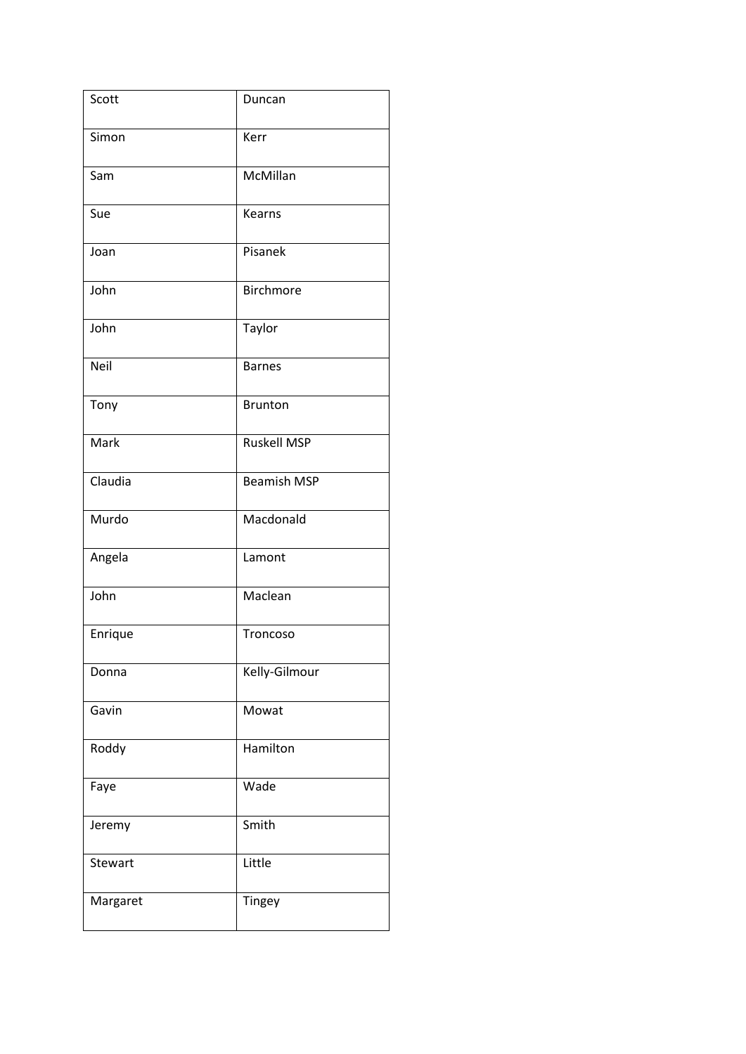| Scott | Duncan |
|---|---|
| Simon | Kerr |
| Sam | McMillan |
| Sue | Kearns |
| Joan | Pisanek |
| John | Birchmore |
| John | Taylor |
| Neil | Barnes |
| Tony | Brunton |
| Mark | Ruskell MSP |
| Claudia | Beamish MSP |
| Murdo | Macdonald |
| Angela | Lamont |
| John | Maclean |
| Enrique | Troncoso |
| Donna | Kelly-Gilmour |
| Gavin | Mowat |
| Roddy | Hamilton |
| Faye | Wade |
| Jeremy | Smith |
| Stewart | Little |
| Margaret | Tingey |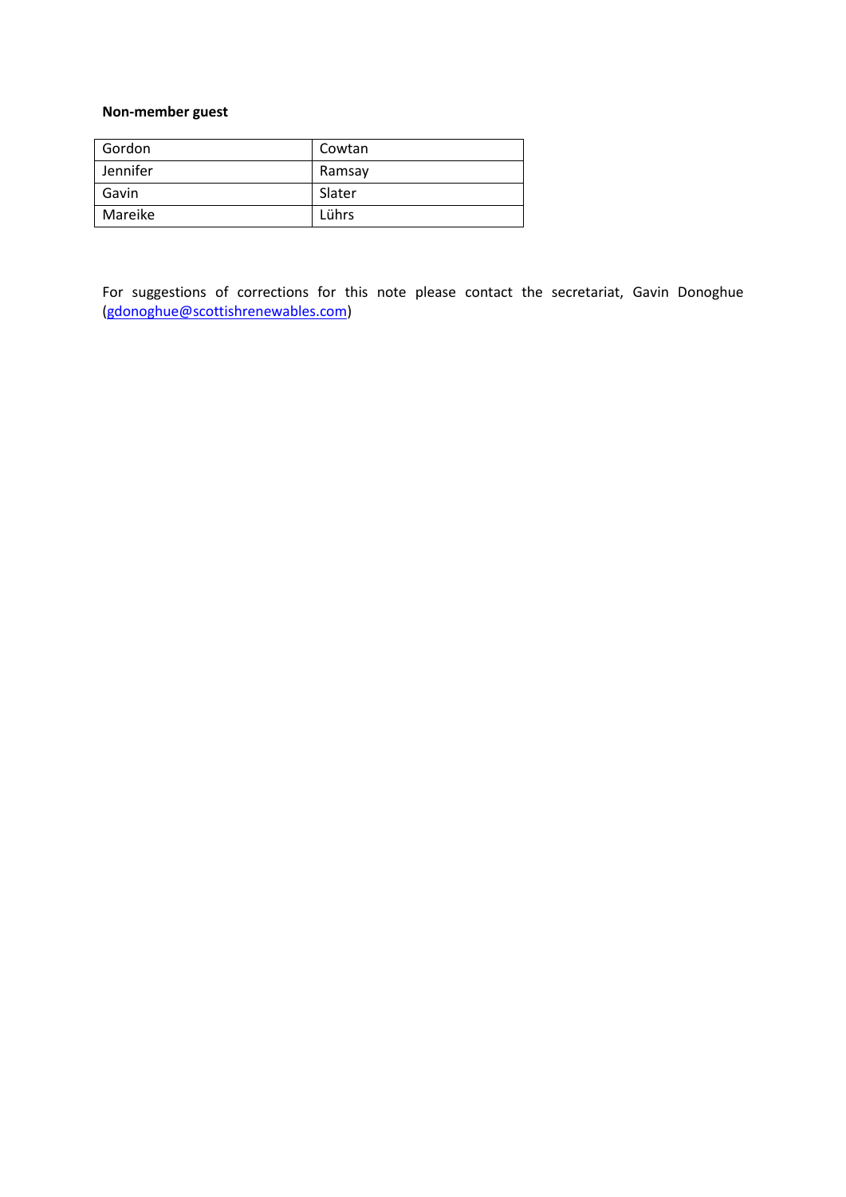**Non-member guest**

| | |
|---|---|
| Gordon | Cowtan |
| Jennifer | Ramsay |
| Gavin | Slater |
| Mareike | Lührs |

For suggestions of corrections for this note please contact the secretariat, Gavin Donoghue (gdonoghue@scottishrenewables.com)